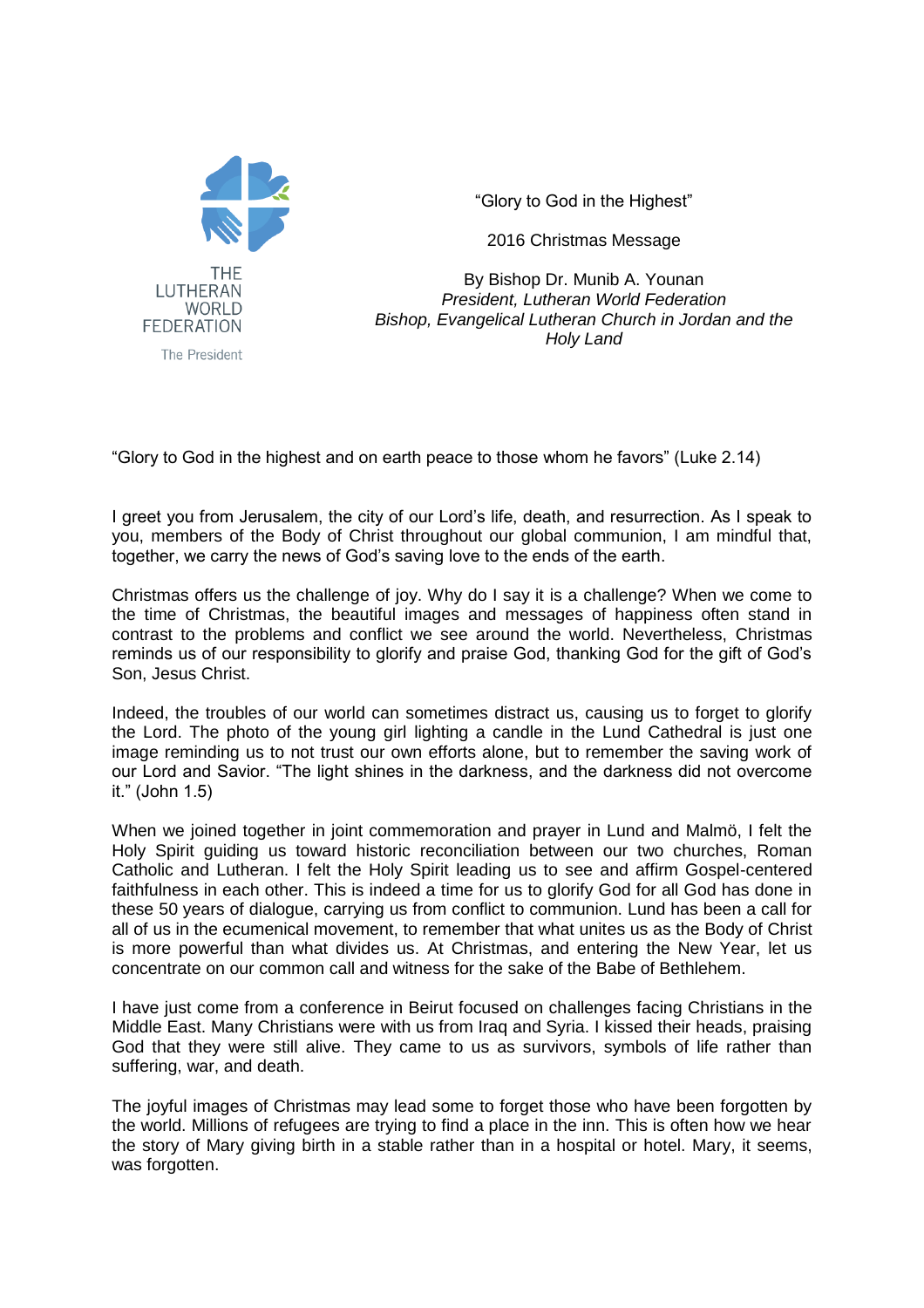THE LUTHERAN WORLD FEDERATION
The President

# "Glory to God in the Highest"

## 2016 Christmas Message

By Bishop Dr. Munib A. Younan
*President, Lutheran World Federation*
*Bishop, Evangelical Lutheran Church in Jordan and the Holy Land*

"Glory to God in the highest and on earth peace to those whom he favors" (Luke 2.14)

I greet you from Jerusalem, the city of our Lord's life, death, and resurrection. As I speak to you, members of the Body of Christ throughout our global communion, I am mindful that, together, we carry the news of God's saving love to the ends of the earth.

Christmas offers us the challenge of joy. Why do I say it is a challenge? When we come to the time of Christmas, the beautiful images and messages of happiness often stand in contrast to the problems and conflict we see around the world. Nevertheless, Christmas reminds us of our responsibility to glorify and praise God, thanking God for the gift of God's Son, Jesus Christ.

Indeed, the troubles of our world can sometimes distract us, causing us to forget to glorify the Lord. The photo of the young girl lighting a candle in the Lund Cathedral is just one image reminding us to not trust our own efforts alone, but to remember the saving work of our Lord and Savior. "The light shines in the darkness, and the darkness did not overcome it." (John 1.5)

When we joined together in joint commemoration and prayer in Lund and Malmö, I felt the Holy Spirit guiding us toward historic reconciliation between our two churches, Roman Catholic and Lutheran. I felt the Holy Spirit leading us to see and affirm Gospel-centered faithfulness in each other. This is indeed a time for us to glorify God for all God has done in these 50 years of dialogue, carrying us from conflict to communion. Lund has been a call for all of us in the ecumenical movement, to remember that what unites us as the Body of Christ is more powerful than what divides us. At Christmas, and entering the New Year, let us concentrate on our common call and witness for the sake of the Babe of Bethlehem.

I have just come from a conference in Beirut focused on challenges facing Christians in the Middle East. Many Christians were with us from Iraq and Syria. I kissed their heads, praising God that they were still alive. They came to us as survivors, symbols of life rather than suffering, war, and death.

The joyful images of Christmas may lead some to forget those who have been forgotten by the world. Millions of refugees are trying to find a place in the inn. This is often how we hear the story of Mary giving birth in a stable rather than in a hospital or hotel. Mary, it seems, was forgotten.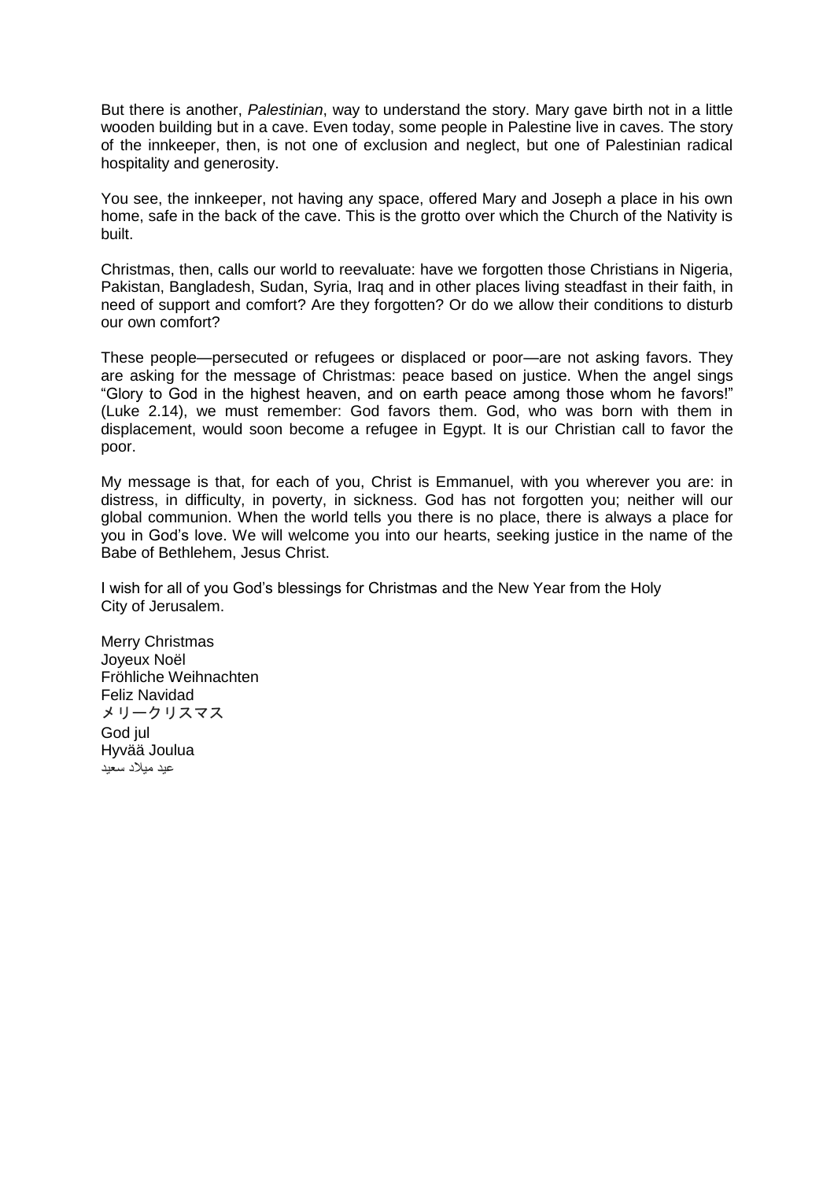But there is another, *Palestinian*, way to understand the story. Mary gave birth not in a little wooden building but in a cave. Even today, some people in Palestine live in caves. The story of the innkeeper, then, is not one of exclusion and neglect, but one of Palestinian radical hospitality and generosity.

You see, the innkeeper, not having any space, offered Mary and Joseph a place in his own home, safe in the back of the cave. This is the grotto over which the Church of the Nativity is built.

Christmas, then, calls our world to reevaluate: have we forgotten those Christians in Nigeria, Pakistan, Bangladesh, Sudan, Syria, Iraq and in other places living steadfast in their faith, in need of support and comfort? Are they forgotten? Or do we allow their conditions to disturb our own comfort?

These people—persecuted or refugees or displaced or poor—are not asking favors. They are asking for the message of Christmas: peace based on justice. When the angel sings "Glory to God in the highest heaven, and on earth peace among those whom he favors!" (Luke 2.14), we must remember: God favors them. God, who was born with them in displacement, would soon become a refugee in Egypt. It is our Christian call to favor the poor.

My message is that, for each of you, Christ is Emmanuel, with you wherever you are: in distress, in difficulty, in poverty, in sickness. God has not forgotten you; neither will our global communion. When the world tells you there is no place, there is always a place for you in God's love. We will welcome you into our hearts, seeking justice in the name of the Babe of Bethlehem, Jesus Christ.

I wish for all of you God's blessings for Christmas and the New Year from the Holy City of Jerusalem.

Merry Christmas
Joyeux Noël
Fröhliche Weihnachten
Feliz Navidad
メリークリスマス
God jul
Hyvää Joulua
عيد ميلاد سعيد